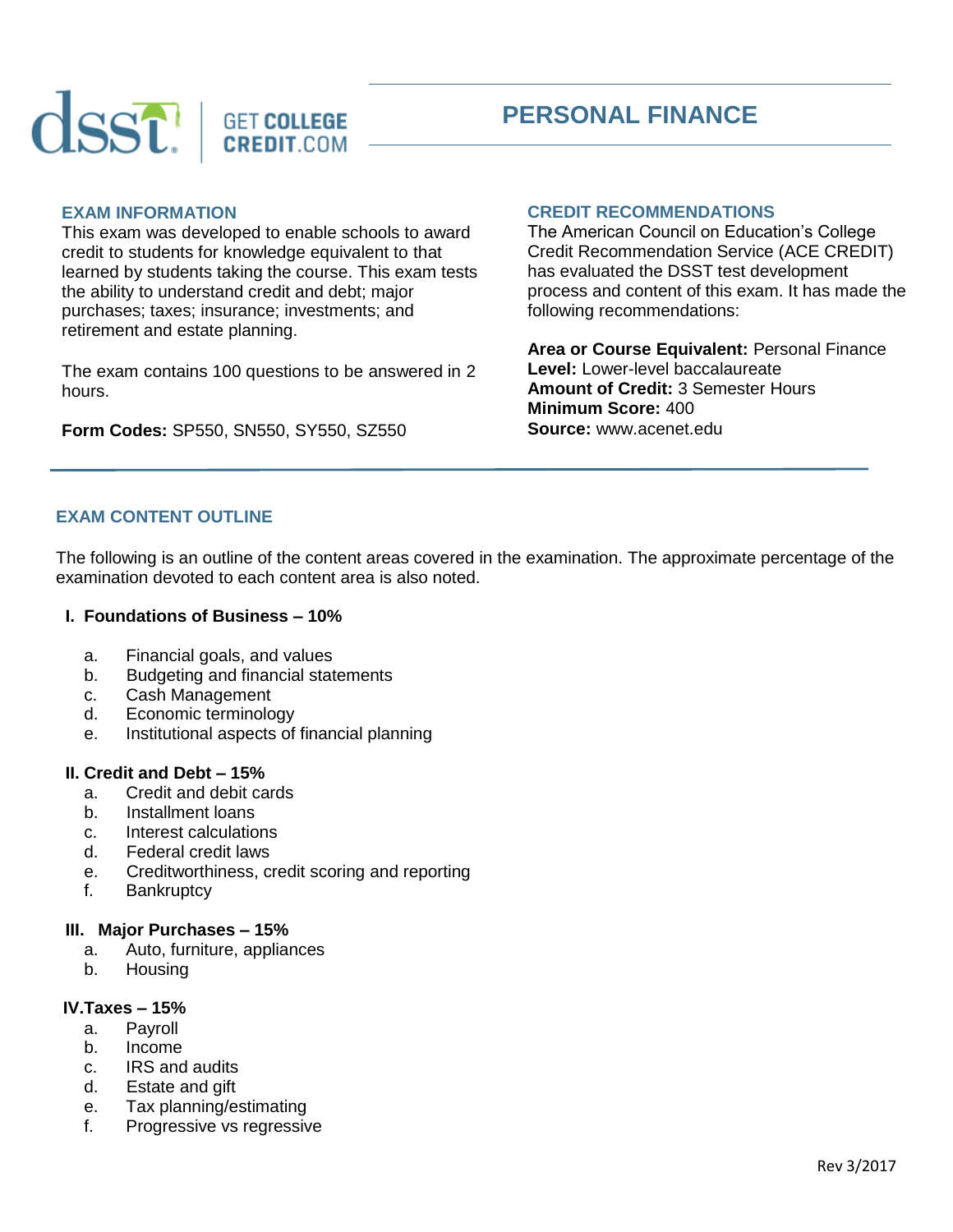dsst | GET COLLEGE CREDIT.COM

# PERSONAL FINANCE

## EXAM INFORMATION

This exam was developed to enable schools to award credit to students for knowledge equivalent to that learned by students taking the course. This exam tests the ability to understand credit and debt; major purchases; taxes; insurance; investments; and retirement and estate planning.

The exam contains 100 questions to be answered in 2 hours.

**Form Codes:** SP550, SN550, SY550, SZ550

## CREDIT RECOMMENDATIONS

The American Council on Education's College Credit Recommendation Service (ACE CREDIT) has evaluated the DSST test development process and content of this exam. It has made the following recommendations:

**Area or Course Equivalent:** Personal Finance
**Level:** Lower-level baccalaureate
**Amount of Credit:** 3 Semester Hours
**Minimum Score:** 400
**Source:** www.acenet.edu

## EXAM CONTENT OUTLINE

The following is an outline of the content areas covered in the examination. The approximate percentage of the examination devoted to each content area is also noted.

### I. Foundations of Business – 10%

a. Financial goals, and values
b. Budgeting and financial statements
c. Cash Management
d. Economic terminology
e. Institutional aspects of financial planning

### II. Credit and Debt – 15%

a. Credit and debit cards
b. Installment loans
c. Interest calculations
d. Federal credit laws
e. Creditworthiness, credit scoring and reporting
f. Bankruptcy

### III. Major Purchases – 15%

a. Auto, furniture, appliances
b. Housing

### IV. Taxes – 15%

a. Payroll
b. Income
c. IRS and audits
d. Estate and gift
e. Tax planning/estimating
f. Progressive vs regressive

Rev 3/2017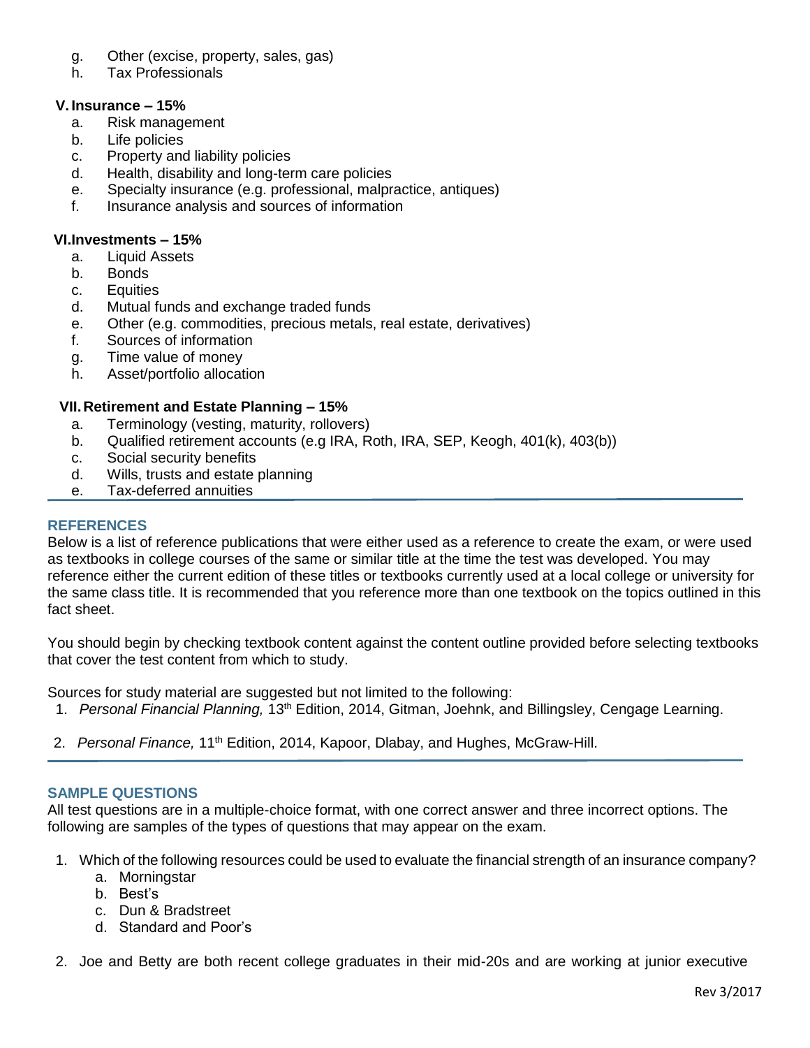g. Other (excise, property, sales, gas)
h. Tax Professionals

**V. Insurance – 15%**

a. Risk management
b. Life policies
c. Property and liability policies
d. Health, disability and long-term care policies
e. Specialty insurance (e.g. professional, malpractice, antiques)
f. Insurance analysis and sources of information

**VI. Investments – 15%**

a. Liquid Assets
b. Bonds
c. Equities
d. Mutual funds and exchange traded funds
e. Other (e.g. commodities, precious metals, real estate, derivatives)
f. Sources of information
g. Time value of money
h. Asset/portfolio allocation

**VII. Retirement and Estate Planning – 15%**

a. Terminology (vesting, maturity, rollovers)
b. Qualified retirement accounts (e.g IRA, Roth, IRA, SEP, Keogh, 401(k), 403(b))
c. Social security benefits
d. Wills, trusts and estate planning
e. Tax-deferred annuities

## REFERENCES

Below is a list of reference publications that were either used as a reference to create the exam, or were used as textbooks in college courses of the same or similar title at the time the test was developed. You may reference either the current edition of these titles or textbooks currently used at a local college or university for the same class title. It is recommended that you reference more than one textbook on the topics outlined in this fact sheet.

You should begin by checking textbook content against the content outline provided before selecting textbooks that cover the test content from which to study.

Sources for study material are suggested but not limited to the following:

1. *Personal Financial Planning,* 13th Edition, 2014, Gitman, Joehnk, and Billingsley, Cengage Learning.
2. *Personal Finance,* 11th Edition, 2014, Kapoor, Dlabay, and Hughes, McGraw-Hill.

## SAMPLE QUESTIONS

All test questions are in a multiple-choice format, with one correct answer and three incorrect options. The following are samples of the types of questions that may appear on the exam.

1. Which of the following resources could be used to evaluate the financial strength of an insurance company?
   a. Morningstar
   b. Best's
   c. Dun & Bradstreet
   d. Standard and Poor's

2. Joe and Betty are both recent college graduates in their mid-20s and are working at junior executive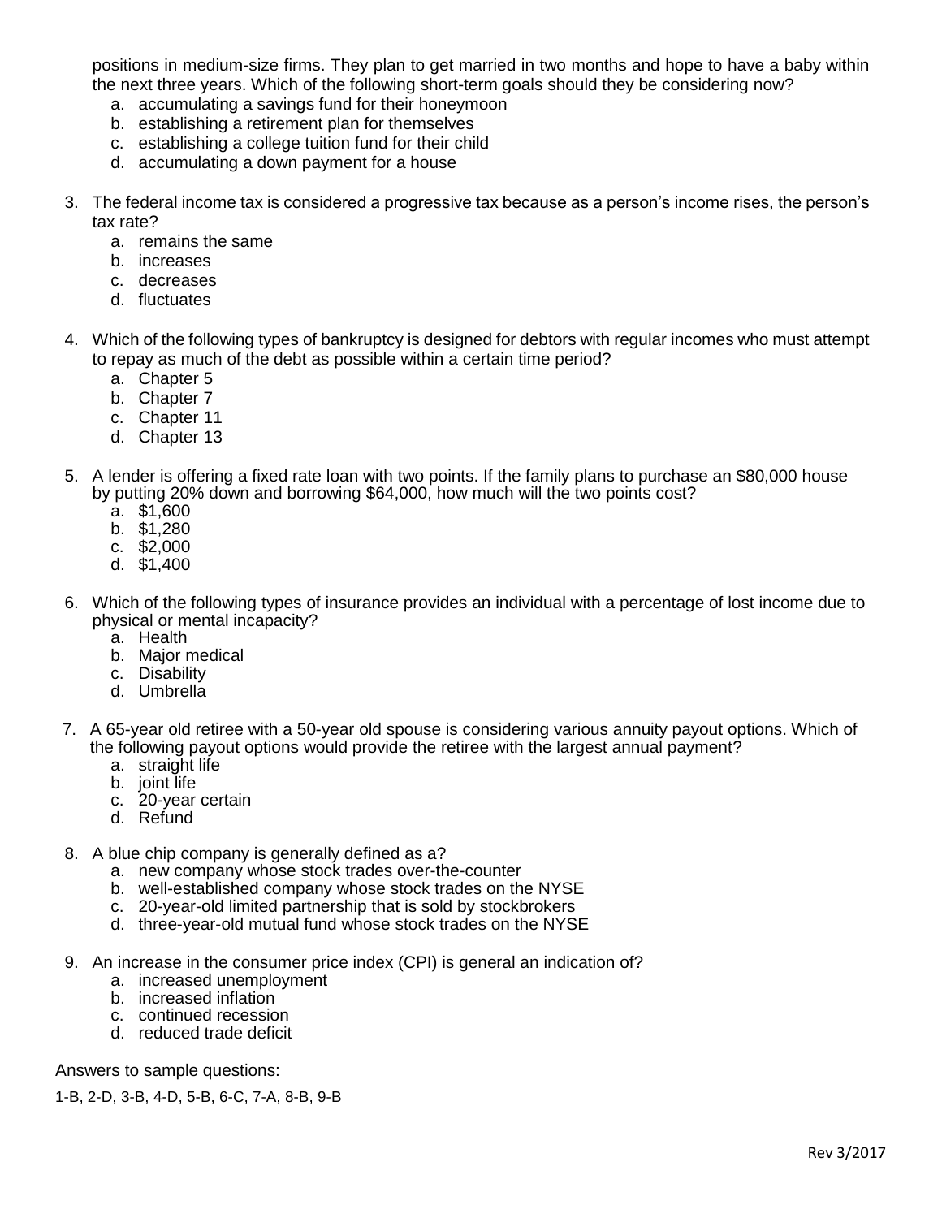positions in medium-size firms. They plan to get married in two months and hope to have a baby within the next three years. Which of the following short-term goals should they be considering now?

   a. accumulating a savings fund for their honeymoon
   b. establishing a retirement plan for themselves
   c. establishing a college tuition fund for their child
   d. accumulating a down payment for a house

3. The federal income tax is considered a progressive tax because as a person's income rises, the person's tax rate?
   a. remains the same
   b. increases
   c. decreases
   d. fluctuates

4. Which of the following types of bankruptcy is designed for debtors with regular incomes who must attempt to repay as much of the debt as possible within a certain time period?
   a. Chapter 5
   b. Chapter 7
   c. Chapter 11
   d. Chapter 13

5. A lender is offering a fixed rate loan with two points. If the family plans to purchase an $80,000 house by putting 20% down and borrowing $64,000, how much will the two points cost?
   a. $1,600
   b. $1,280
   c. $2,000
   d. $1,400

6. Which of the following types of insurance provides an individual with a percentage of lost income due to physical or mental incapacity?
   a. Health
   b. Major medical
   c. Disability
   d. Umbrella

7. A 65-year old retiree with a 50-year old spouse is considering various annuity payout options. Which of the following payout options would provide the retiree with the largest annual payment?
   a. straight life
   b. joint life
   c. 20-year certain
   d. Refund

8. A blue chip company is generally defined as a?
   a. new company whose stock trades over-the-counter
   b. well-established company whose stock trades on the NYSE
   c. 20-year-old limited partnership that is sold by stockbrokers
   d. three-year-old mutual fund whose stock trades on the NYSE

9. An increase in the consumer price index (CPI) is general an indication of?
   a. increased unemployment
   b. increased inflation
   c. continued recession
   d. reduced trade deficit

Answers to sample questions:

1-B, 2-D, 3-B, 4-D, 5-B, 6-C, 7-A, 8-B, 9-B

Rev 3/2017